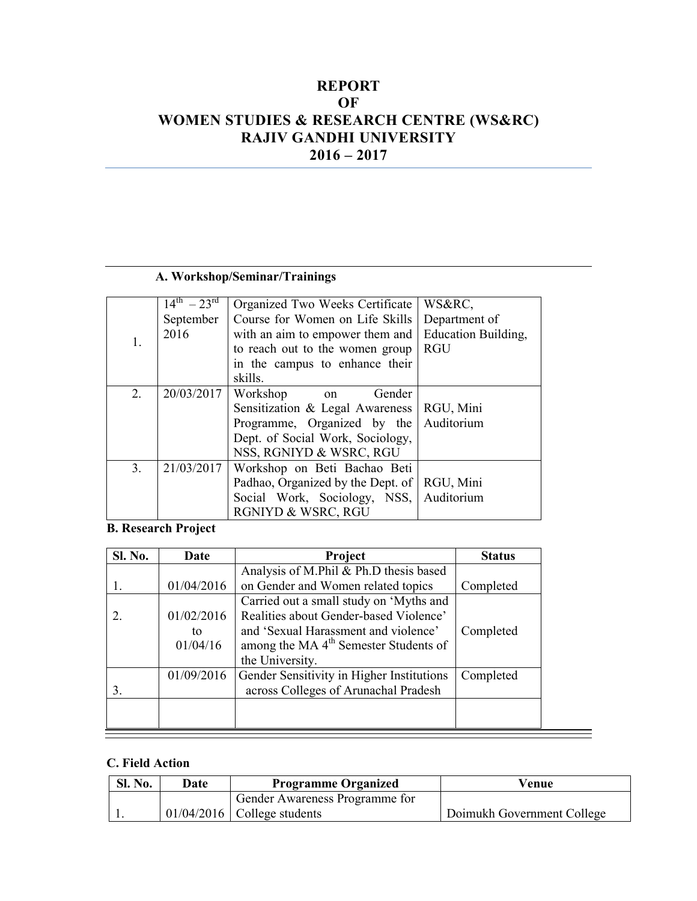# REPORT
# OF
# WOMEN STUDIES & RESEARCH CENTRE (WS&RC)
# RAJIV GANDHI UNIVERSITY
# 2016 – 2017

### A. Workshop/Seminar/Trainings

| | | | |
|---|---|---|---|
| 1. | 14th – 23rd September 2016 | Organized Two Weeks Certificate Course for Women on Life Skills with an aim to empower them and to reach out to the women group in the campus to enhance their skills. | WS&RC, Department of Education Building, RGU |
| 2. | 20/03/2017 | Workshop on Gender Sensitization & Legal Awareness Programme, Organized by the Dept. of Social Work, Sociology, NSS, RGNIYD & WSRC, RGU | RGU, Mini Auditorium |
| 3. | 21/03/2017 | Workshop on Beti Bachao Beti Padhao, Organized by the Dept. of Social Work, Sociology, NSS, RGNIYD & WSRC, RGU | RGU, Mini Auditorium |

### B. Research Project

| Sl. No. | Date | Project | Status |
|---|---|---|---|
| 1. | 01/04/2016 | Analysis of M.Phil & Ph.D thesis based on Gender and Women related topics | Completed |
| 2. | 01/02/2016 to 01/04/16 | Carried out a small study on 'Myths and Realities about Gender-based Violence' and 'Sexual Harassment and violence' among the MA 4th Semester Students of the University. | Completed |
| 3. | 01/09/2016 | Gender Sensitivity in Higher Institutions across Colleges of Arunachal Pradesh | Completed |
| | | | |

### C. Field Action

| Sl. No. | Date | Programme Organized | Venue |
|---|---|---|---|
| 1. | 01/04/2016 | Gender Awareness Programme for College students | Doimukh Government College |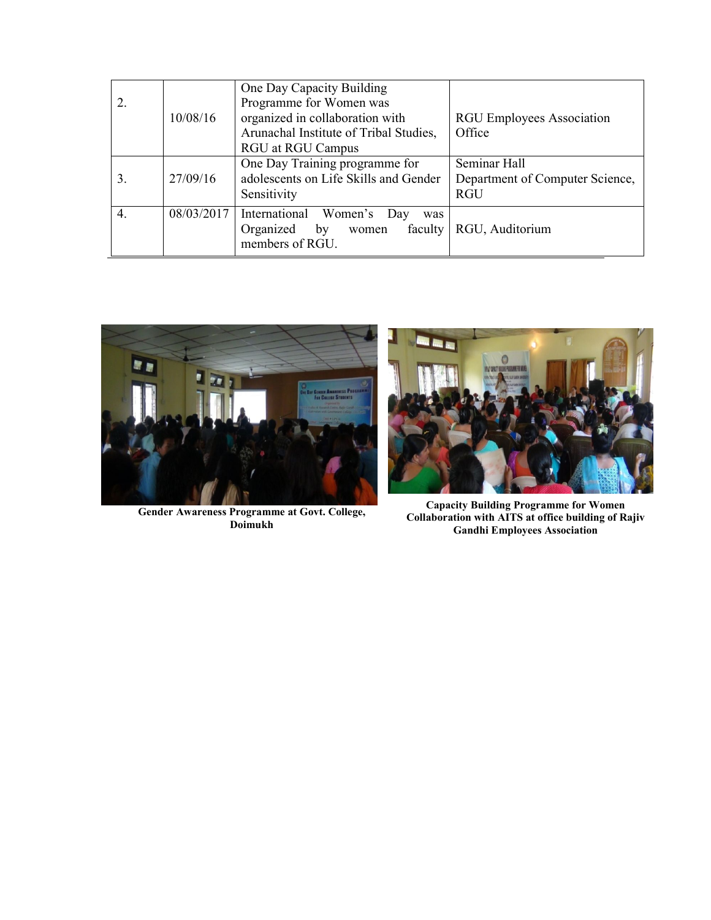| 2. | 10/08/16 | One Day Capacity Building Programme for Women was organized in collaboration with Arunachal Institute of Tribal Studies, RGU at RGU Campus | RGU Employees Association Office |
|---|---|---|---|
| 3. | 27/09/16 | One Day Training programme for adolescents on Life Skills and Gender Sensitivity | Seminar Hall Department of Computer Science, RGU |
| 4. | 08/03/2017 | International Women's Day was Organized by women faculty members of RGU. | RGU, Auditorium |

**Gender Awareness Programme at Govt. College, Doimukh**

**Capacity Building Programme for Women Collaboration with AITS at office building of Rajiv Gandhi Employees Association**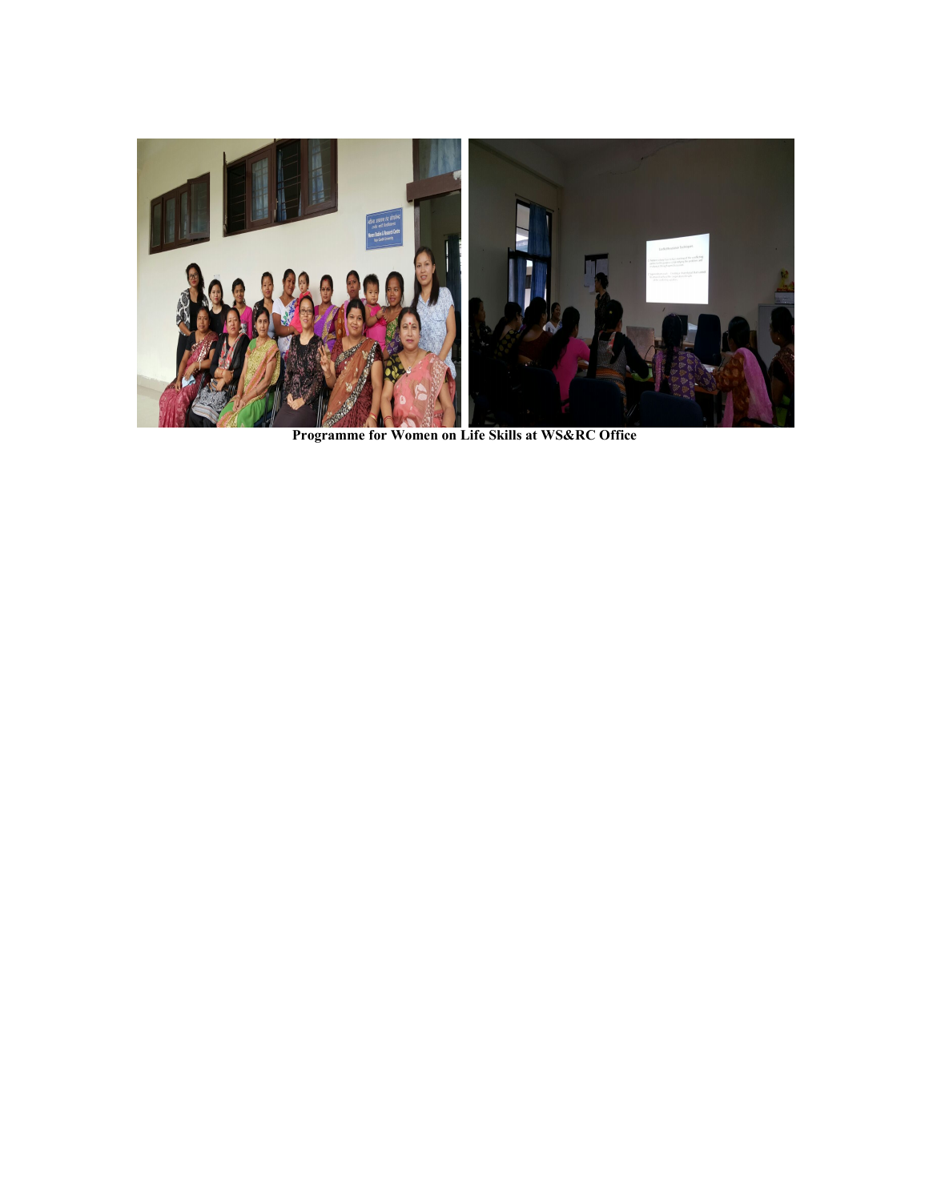**Programme for Women on Life Skills at WS&RC Office**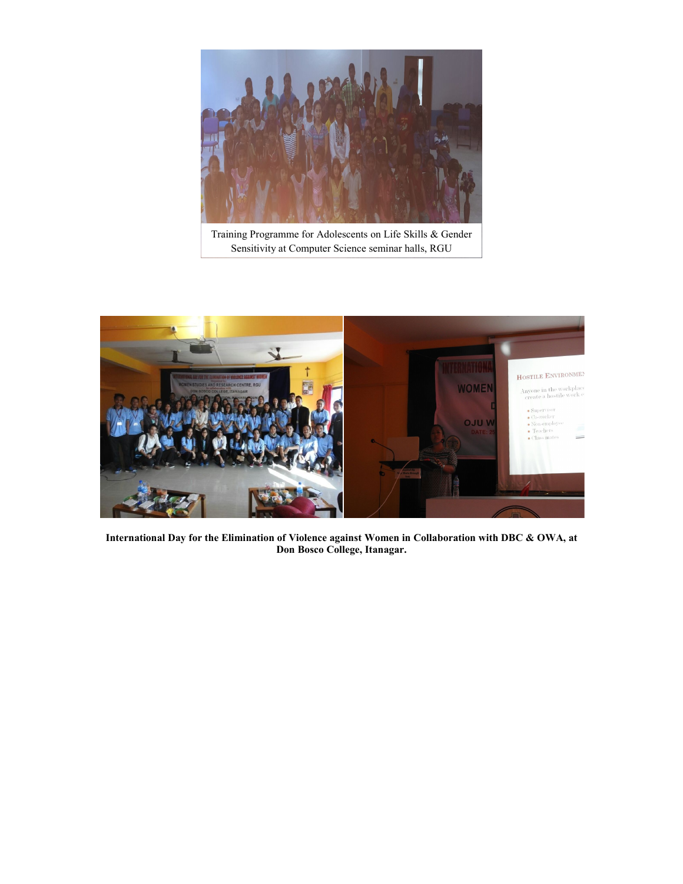Training Programme for Adolescents on Life Skills & Gender Sensitivity at Computer Science seminar halls, RGU

**International Day for the Elimination of Violence against Women in Collaboration with DBC & OWA, at Don Bosco College, Itanagar.**